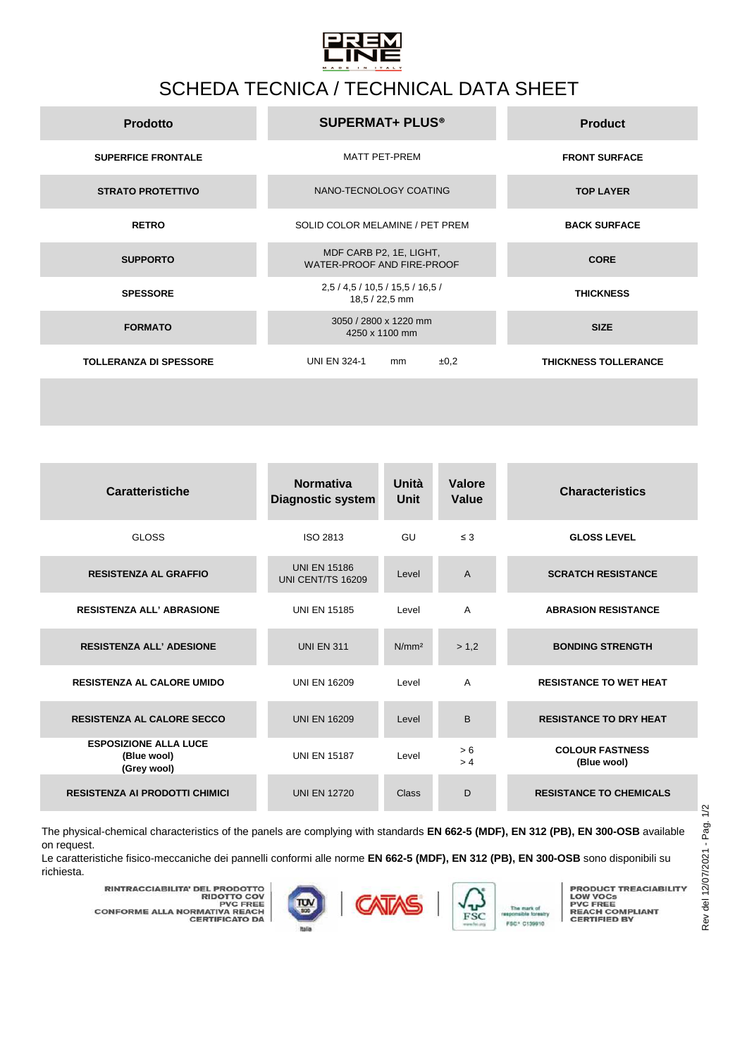# SCHEDA TECNICA / TECHNICAL DATA SHEET

| Prodotto | SUPERMAT+ PLUS® | Product |
|---|---|---|
| SUPERFICE FRONTALE | MATT PET-PREM | FRONT SURFACE |
| STRATO PROTETTIVO | NANO-TECNOLOGY COATING | TOP LAYER |
| RETRO | SOLID COLOR MELAMINE / PET PREM | BACK SURFACE |
| SUPPORTO | MDF CARB P2, 1E, LIGHT, WATER-PROOF AND FIRE-PROOF | CORE |
| SPESSORE | 2,5 / 4,5 / 10,5 / 15,5 / 16,5 / 18,5 / 22,5 mm | THICKNESS |
| FORMATO | 3050 / 2800 x 1220 mm 4250 x 1100 mm | SIZE |
| TOLLERANZA DI SPESSORE | UNI EN 324-1 mm ±0,2 | THICKNESS TOLLERANCE |

| Caratteristiche | Normativa Diagnostic system | Unità Unit | Valore Value | Characteristics |
|---|---|---|---|---|
| GLOSS | ISO 2813 | GU | ≤ 3 | GLOSS LEVEL |
| RESISTENZA AL GRAFFIO | UNI EN 15186 UNI CENT/TS 16209 | Level | A | SCRATCH RESISTANCE |
| RESISTENZA ALL' ABRASIONE | UNI EN 15185 | Level | A | ABRASION RESISTANCE |
| RESISTENZA ALL' ADESIONE | UNI EN 311 | N/mm² | > 1,2 | BONDING STRENGTH |
| RESISTENZA AL CALORE UMIDO | UNI EN 16209 | Level | A | RESISTANCE TO WET HEAT |
| RESISTENZA AL CALORE SECCO | UNI EN 16209 | Level | B | RESISTANCE TO DRY HEAT |
| ESPOSIZIONE ALLA LUCE (Blue wool) (Grey wool) | UNI EN 15187 | Level | > 6 > 4 | COLOUR FASTNESS (Blue wool) |
| RESISTENZA AI PRODOTTI CHIMICI | UNI EN 12720 | Class | D | RESISTANCE TO CHEMICALS |

The physical-chemical characteristics of the panels are complying with standards **EN 662-5 (MDF), EN 312 (PB), EN 300-OSB** available on request.

Le caratteristiche fisico-meccaniche dei pannelli conformi alle norme **EN 662-5 (MDF), EN 312 (PB), EN 300-OSB** sono disponibili su richiesta.

RINTRACCIABILITA' DEL PRODOTTO
RIDOTTO COV
PVC FREE
CONFORME ALLA NORMATIVA REACH
CERTIFICATO DA

PRODUCT TREACIABILITY
LOW VOCs
PVC FREE
REACH COMPLIANT
CERTIFIED BY

Rev del 12/07/2021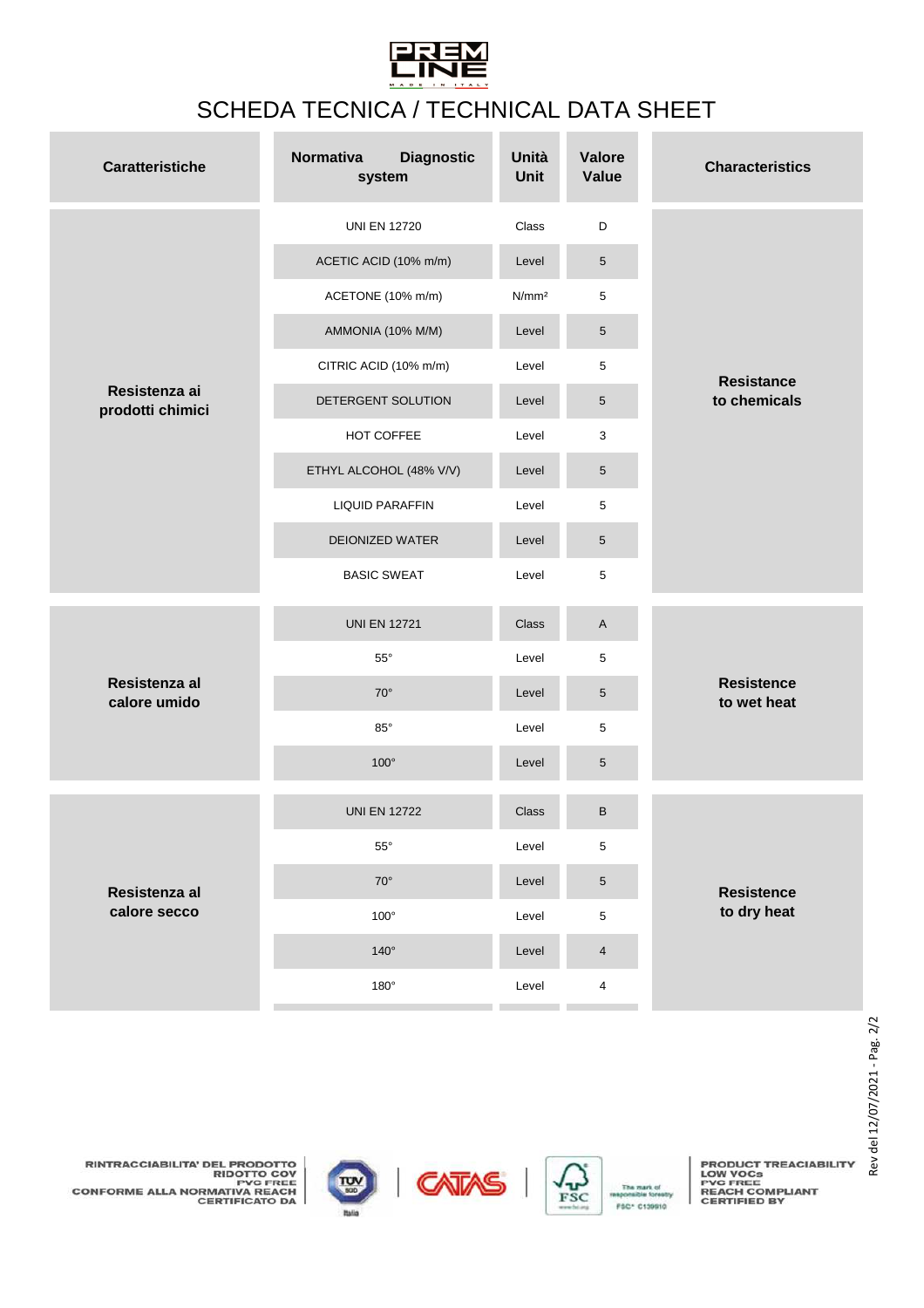# SCHEDA TECNICA / TECHNICAL DATA SHEET

| Caratteristiche | Normativa Diagnostic system | Unità Unit | Valore Value | Characteristics |
|---|---|---|---|---|
| Resistenza ai prodotti chimici | UNI EN 12720 | Class | D | Resistance to chemicals |
| | ACETIC ACID (10% m/m) | Level | 5 | |
| | ACETONE (10% m/m) | N/mm² | 5 | |
| | AMMONIA (10% M/M) | Level | 5 | |
| | CITRIC ACID (10% m/m) | Level | 5 | |
| | DETERGENT SOLUTION | Level | 5 | |
| | HOT COFFEE | Level | 3 | |
| | ETHYL ALCOHOL (48% V/V) | Level | 5 | |
| | LIQUID PARAFFIN | Level | 5 | |
| | DEIONIZED WATER | Level | 5 | |
| | BASIC SWEAT | Level | 5 | |
| Resistenza al calore umido | UNI EN 12721 | Class | A | Resistence to wet heat |
| | 55° | Level | 5 | |
| | 70° | Level | 5 | |
| | 85° | Level | 5 | |
| | 100° | Level | 5 | |
| Resistenza al calore secco | UNI EN 12722 | Class | B | Resistence to dry heat |
| | 55° | Level | 5 | |
| | 70° | Level | 5 | |
| | 100° | Level | 5 | |
| | 140° | Level | 4 | |
| | 180° | Level | 4 | |

RINTRACCIABILITA' DEL PRODOTTO
RIDOTTO COV
PVC FREE
CONFORME ALLA NORMATIVA REACH
CERTIFICATO DA

PRODUCT TREACIABILITY
LOW VOCs
PVC FREE
REACH COMPLIANT
CERTIFIED BY

Rev del 12/07/2021